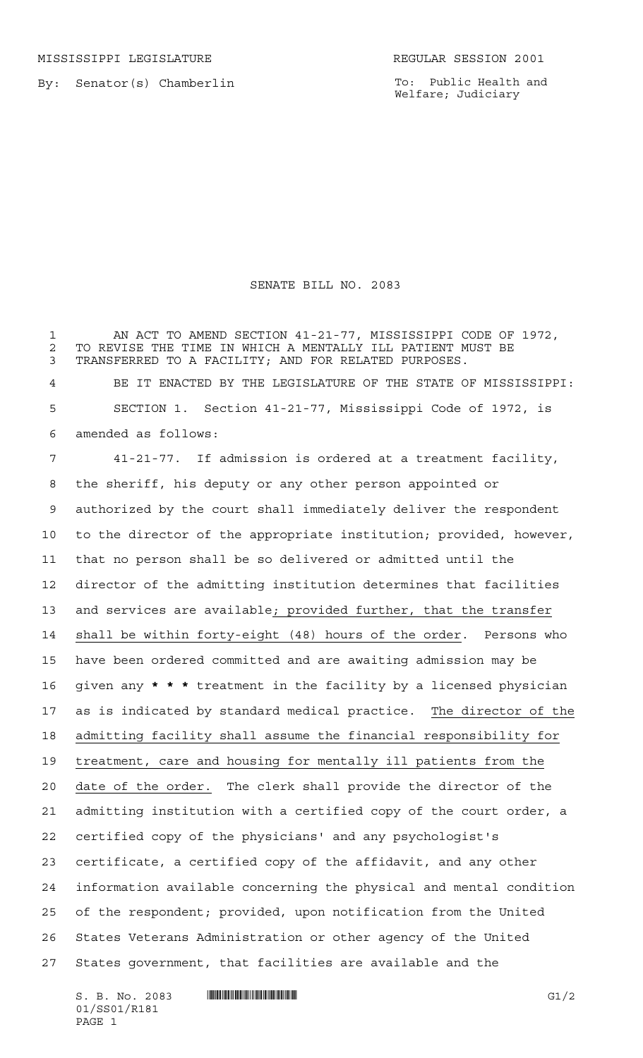MISSISSIPPI LEGISLATURE REGULAR SESSION 2001

By: Senator(s) Chamberlin

To: Public Health and Welfare; Judiciary

# SENATE BILL NO. 2083

AN ACT TO AMEND SECTION 41-21-77, MISSISSIPPI CODE OF 1972, TO REVISE THE TIME IN WHICH A MENTALLY ILL PATIENT MUST BE TRANSFERRED TO A FACILITY; AND FOR RELATED PURPOSES.

BE IT ENACTED BY THE LEGISLATURE OF THE STATE OF MISSISSIPPI:

SECTION 1. Section 41-21-77, Mississippi Code of 1972, is amended as follows:

41-21-77. If admission is ordered at a treatment facility, the sheriff, his deputy or any other person appointed or authorized by the court shall immediately deliver the respondent to the director of the appropriate institution; provided, however, that no person shall be so delivered or admitted until the director of the admitting institution determines that facilities and services are available; provided further, that the transfer shall be within forty-eight (48) hours of the order. Persons who have been ordered committed and are awaiting admission may be given any * * * treatment in the facility by a licensed physician as is indicated by standard medical practice. The director of the admitting facility shall assume the financial responsibility for treatment, care and housing for mentally ill patients from the date of the order. The clerk shall provide the director of the admitting institution with a certified copy of the court order, a certified copy of the physicians' and any psychologist's certificate, a certified copy of the affidavit, and any other information available concerning the physical and mental condition of the respondent; provided, upon notification from the United States Veterans Administration or other agency of the United States government, that facilities are available and the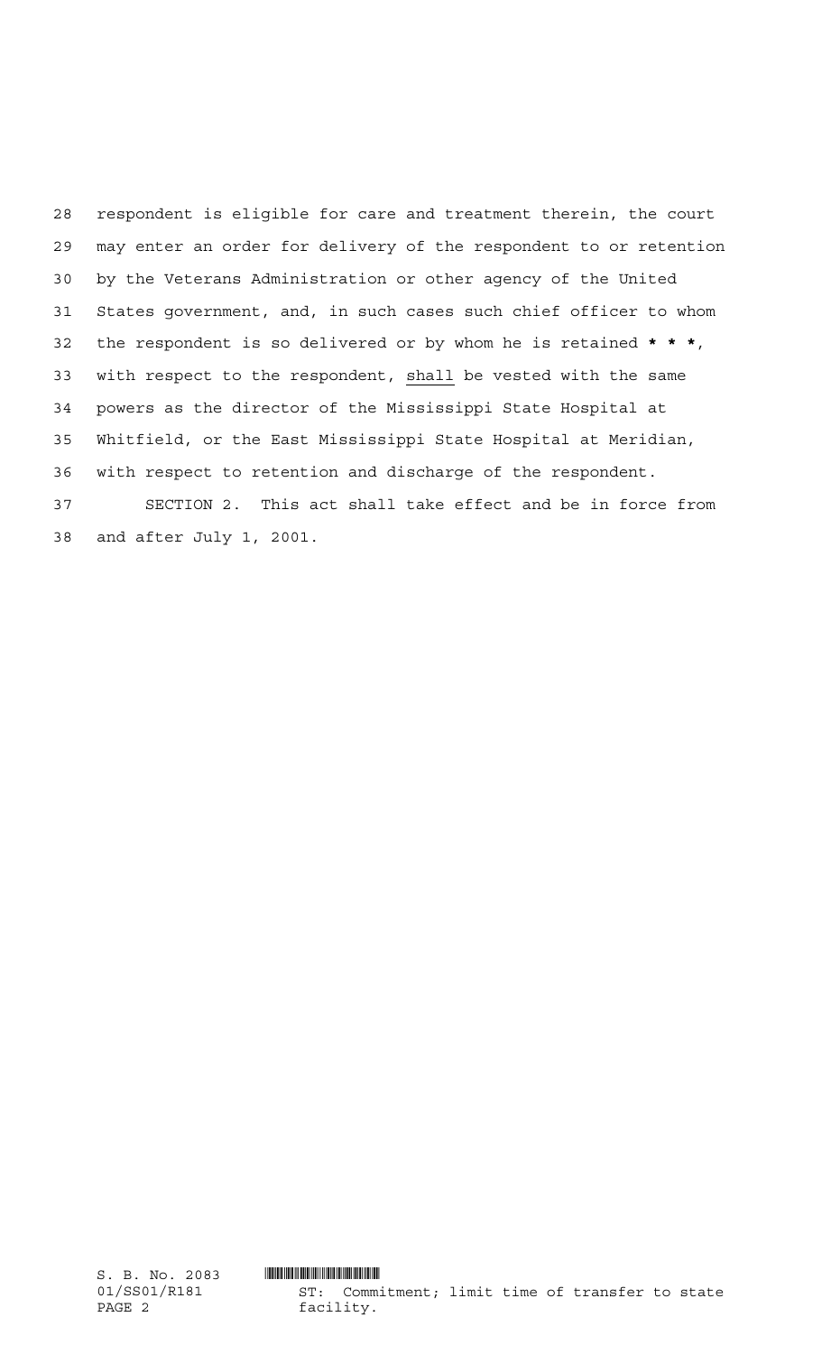28 respondent is eligible for care and treatment therein, the court
29 may enter an order for delivery of the respondent to or retention
30 by the Veterans Administration or other agency of the United
31 States government, and, in such cases such chief officer to whom
32 the respondent is so delivered or by whom he is retained *** * * ***,
33 with respect to the respondent, <u>shall</u> be vested with the same
34 powers as the director of the Mississippi State Hospital at
35 Whitfield, or the East Mississippi State Hospital at Meridian,
36 with respect to retention and discharge of the respondent.

37 SECTION 2. This act shall take effect and be in force from
38 and after July 1, 2001.

S. B. No. 2083
01/SS01/R181
ST: Commitment; limit time of transfer to state facility.